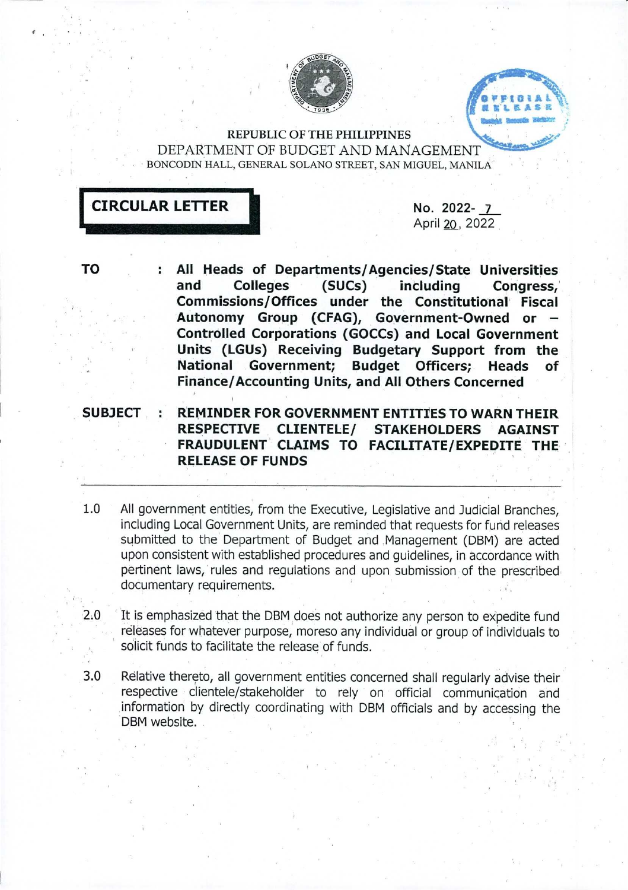REPUBLIC OF THE PHILIPPINES

DEPARTMENT OF BUDGET AND MANAGEMENT

BONCODIN HALL, GENERAL SOLANO STREET, SAN MIGUEL, MANILA

# CIRCULAR LETTER

No. 2022- 7

April 20, 2022

**TO** : **All Heads of Departments/Agencies/State Universities and Colleges (SUCs) including Congress, Commissions/Offices under the Constitutional Fiscal Autonomy Group (CFAG), Government-Owned or – Controlled Corporations (GOCCs) and Local Government Units (LGUs) Receiving Budgetary Support from the National Government; Budget Officers; Heads of Finance/Accounting Units, and All Others Concerned**

**SUBJECT** : **REMINDER FOR GOVERNMENT ENTITIES TO WARN THEIR RESPECTIVE CLIENTELE/ STAKEHOLDERS AGAINST FRAUDULENT CLAIMS TO FACILITATE/EXPEDITE THE RELEASE OF FUNDS**

---

1.0 All government entities, from the Executive, Legislative and Judicial Branches, including Local Government Units, are reminded that requests for fund releases submitted to the Department of Budget and Management (DBM) are acted upon consistent with established procedures and guidelines, in accordance with pertinent laws, rules and regulations and upon submission of the prescribed documentary requirements.

2.0 It is emphasized that the DBM does not authorize any person to expedite fund releases for whatever purpose, moreso any individual or group of individuals to solicit funds to facilitate the release of funds.

3.0 Relative thereto, all government entities concerned shall regularly advise their respective clientele/stakeholder to rely on official communication and information by directly coordinating with DBM officials and by accessing the DBM website.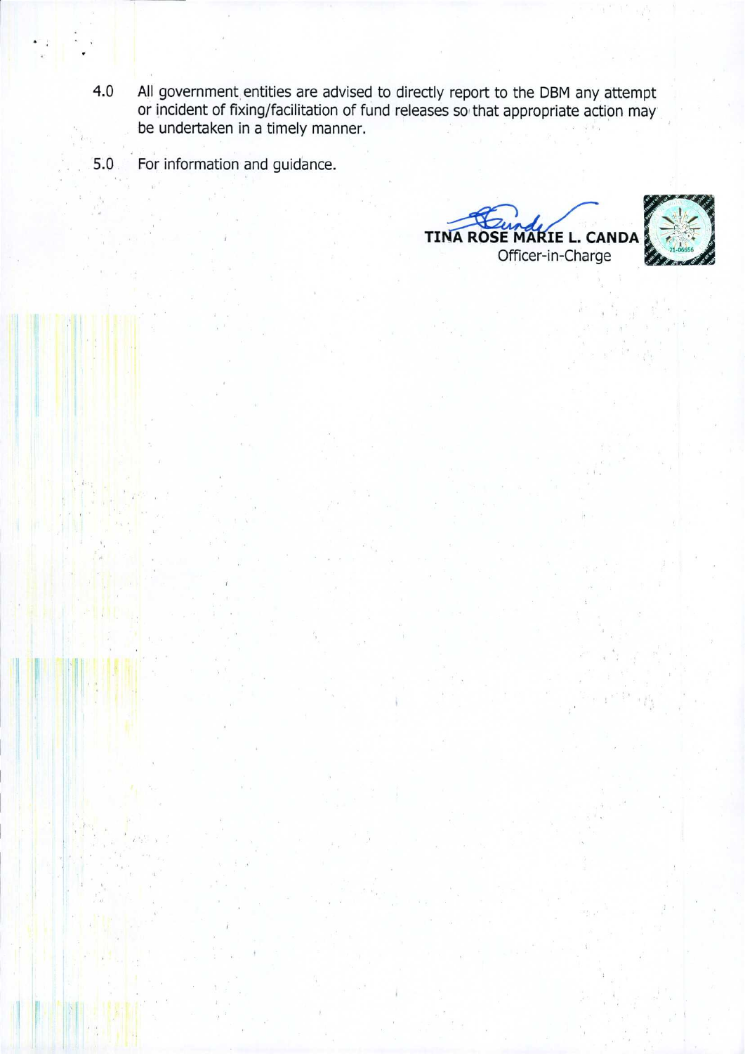4.0 All government entities are advised to directly report to the DBM any attempt or incident of fixing/facilitation of fund releases so that appropriate action may be undertaken in a timely manner.

5.0 For information and guidance.

**TINA ROSE MARIE L. CANDA**
Officer-in-Charge